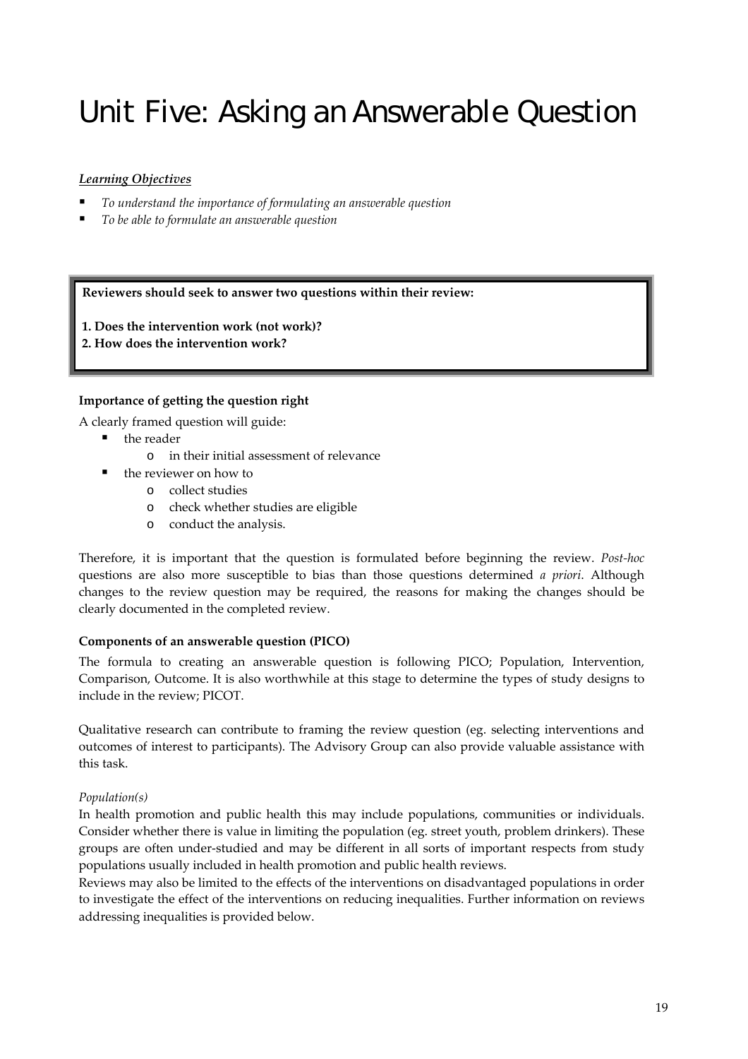# Unit Five: Asking an Answerable Question

***Learning Objectives***

- *To understand the importance of formulating an answerable question*
- *To be able to formulate an answerable question*

> **Reviewers should seek to answer two questions within their review:**
>
> **1. Does the intervention work (not work)?**
> **2. How does the intervention work?**

**Importance of getting the question right**

A clearly framed question will guide:

- the reader
  - in their initial assessment of relevance
- the reviewer on how to
  - collect studies
  - check whether studies are eligible
  - conduct the analysis.

Therefore, it is important that the question is formulated before beginning the review. *Post-hoc* questions are also more susceptible to bias than those questions determined *a priori*. Although changes to the review question may be required, the reasons for making the changes should be clearly documented in the completed review.

**Components of an answerable question (PICO)**

The formula to creating an answerable question is following PICO; Population, Intervention, Comparison, Outcome. It is also worthwhile at this stage to determine the types of study designs to include in the review; PICOT.

Qualitative research can contribute to framing the review question (eg. selecting interventions and outcomes of interest to participants). The Advisory Group can also provide valuable assistance with this task.

*Population(s)*

In health promotion and public health this may include populations, communities or individuals. Consider whether there is value in limiting the population (eg. street youth, problem drinkers). These groups are often under-studied and may be different in all sorts of important respects from study populations usually included in health promotion and public health reviews.

Reviews may also be limited to the effects of the interventions on disadvantaged populations in order to investigate the effect of the interventions on reducing inequalities. Further information on reviews addressing inequalities is provided below.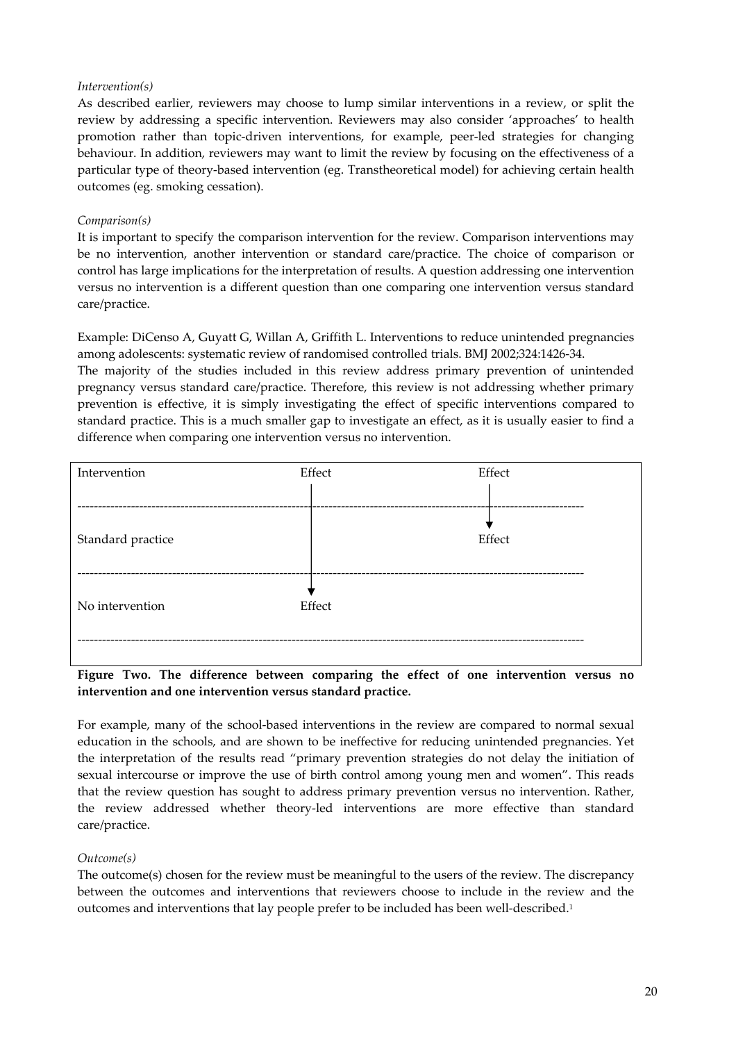*Intervention(s)*

As described earlier, reviewers may choose to lump similar interventions in a review, or split the review by addressing a specific intervention. Reviewers may also consider 'approaches' to health promotion rather than topic-driven interventions, for example, peer-led strategies for changing behaviour. In addition, reviewers may want to limit the review by focusing on the effectiveness of a particular type of theory-based intervention (eg. Transtheoretical model) for achieving certain health outcomes (eg. smoking cessation).

*Comparison(s)*

It is important to specify the comparison intervention for the review. Comparison interventions may be no intervention, another intervention or standard care/practice. The choice of comparison or control has large implications for the interpretation of results. A question addressing one intervention versus no intervention is a different question than one comparing one intervention versus standard care/practice.

Example: DiCenso A, Guyatt G, Willan A, Griffith L. Interventions to reduce unintended pregnancies among adolescents: systematic review of randomised controlled trials. BMJ 2002;324:1426-34.
The majority of the studies included in this review address primary prevention of unintended pregnancy versus standard care/practice. Therefore, this review is not addressing whether primary prevention is effective, it is simply investigating the effect of specific interventions compared to standard practice. This is a much smaller gap to investigate an effect, as it is usually easier to find a difference when comparing one intervention versus no intervention.

| | | |
|---|---|---|
| Intervention | Effect | Effect |
| Standard practice | | Effect |
| No intervention | Effect | |

**Figure Two. The difference between comparing the effect of one intervention versus no intervention and one intervention versus standard practice.**

For example, many of the school-based interventions in the review are compared to normal sexual education in the schools, and are shown to be ineffective for reducing unintended pregnancies. Yet the interpretation of the results read "primary prevention strategies do not delay the initiation of sexual intercourse or improve the use of birth control among young men and women". This reads that the review question has sought to address primary prevention versus no intervention. Rather, the review addressed whether theory-led interventions are more effective than standard care/practice.

*Outcome(s)*

The outcome(s) chosen for the review must be meaningful to the users of the review. The discrepancy between the outcomes and interventions that reviewers choose to include in the review and the outcomes and interventions that lay people prefer to be included has been well-described.[1]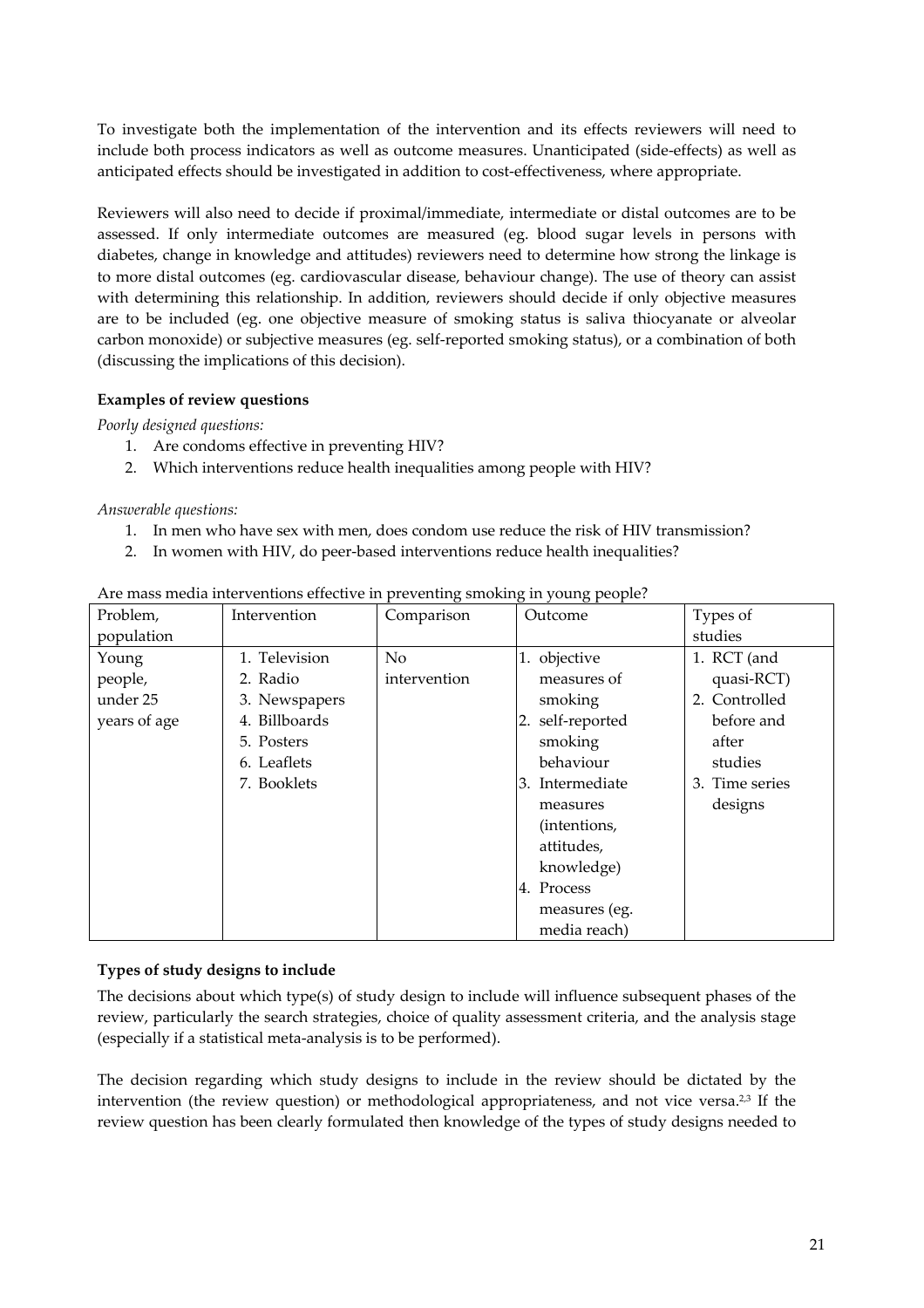To investigate both the implementation of the intervention and its effects reviewers will need to include both process indicators as well as outcome measures. Unanticipated (side-effects) as well as anticipated effects should be investigated in addition to cost-effectiveness, where appropriate.

Reviewers will also need to decide if proximal/immediate, intermediate or distal outcomes are to be assessed. If only intermediate outcomes are measured (eg. blood sugar levels in persons with diabetes, change in knowledge and attitudes) reviewers need to determine how strong the linkage is to more distal outcomes (eg. cardiovascular disease, behaviour change). The use of theory can assist with determining this relationship. In addition, reviewers should decide if only objective measures are to be included (eg. one objective measure of smoking status is saliva thiocyanate or alveolar carbon monoxide) or subjective measures (eg. self-reported smoking status), or a combination of both (discussing the implications of this decision).

**Examples of review questions**

*Poorly designed questions:*

1. Are condoms effective in preventing HIV?
2. Which interventions reduce health inequalities among people with HIV?

*Answerable questions:*

1. In men who have sex with men, does condom use reduce the risk of HIV transmission?
2. In women with HIV, do peer-based interventions reduce health inequalities?

Are mass media interventions effective in preventing smoking in young people?

| Problem, population | Intervention | Comparison | Outcome | Types of studies |
|---|---|---|---|---|
| Young people, under 25 years of age | 1. Television<br>2. Radio<br>3. Newspapers<br>4. Billboards<br>5. Posters<br>6. Leaflets<br>7. Booklets | No intervention | 1. objective measures of smoking<br>2. self-reported smoking behaviour<br>3. Intermediate measures (intentions, attitudes, knowledge)<br>4. Process measures (eg. media reach) | 1. RCT (and quasi-RCT)<br>2. Controlled before and after studies<br>3. Time series designs |

**Types of study designs to include**

The decisions about which type(s) of study design to include will influence subsequent phases of the review, particularly the search strategies, choice of quality assessment criteria, and the analysis stage (especially if a statistical meta-analysis is to be performed).

The decision regarding which study designs to include in the review should be dictated by the intervention (the review question) or methodological appropriateness, and not vice versa.[2,3] If the review question has been clearly formulated then knowledge of the types of study designs needed to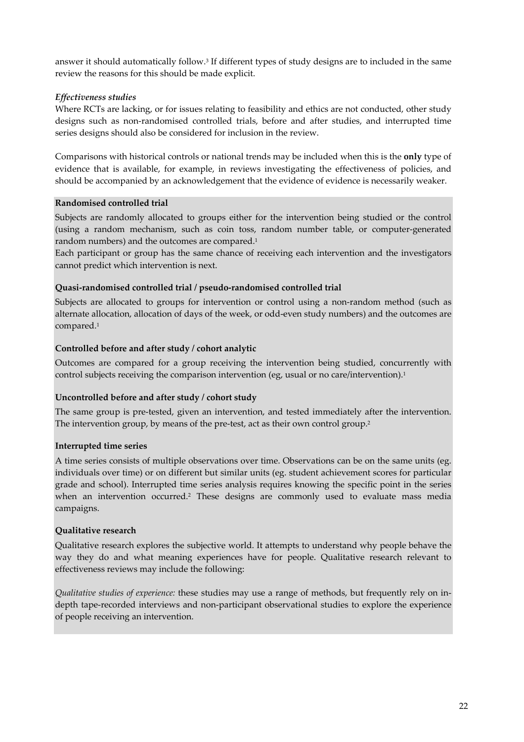answer it should automatically follow.[3] If different types of study designs are to included in the same review the reasons for this should be made explicit.

*Effectiveness studies*

Where RCTs are lacking, or for issues relating to feasibility and ethics are not conducted, other study designs such as non-randomised controlled trials, before and after studies, and interrupted time series designs should also be considered for inclusion in the review.

Comparisons with historical controls or national trends may be included when this is the **only** type of evidence that is available, for example, in reviews investigating the effectiveness of policies, and should be accompanied by an acknowledgement that the evidence of evidence is necessarily weaker.

**Randomised controlled trial**

Subjects are randomly allocated to groups either for the intervention being studied or the control (using a random mechanism, such as coin toss, random number table, or computer-generated random numbers) and the outcomes are compared.[1]

Each participant or group has the same chance of receiving each intervention and the investigators cannot predict which intervention is next.

**Quasi-randomised controlled trial / pseudo-randomised controlled trial**

Subjects are allocated to groups for intervention or control using a non-random method (such as alternate allocation, allocation of days of the week, or odd-even study numbers) and the outcomes are compared.[1]

**Controlled before and after study / cohort analytic**

Outcomes are compared for a group receiving the intervention being studied, concurrently with control subjects receiving the comparison intervention (eg, usual or no care/intervention).[1]

**Uncontrolled before and after study / cohort study**

The same group is pre-tested, given an intervention, and tested immediately after the intervention. The intervention group, by means of the pre-test, act as their own control group.[2]

**Interrupted time series**

A time series consists of multiple observations over time. Observations can be on the same units (eg. individuals over time) or on different but similar units (eg. student achievement scores for particular grade and school). Interrupted time series analysis requires knowing the specific point in the series when an intervention occurred.[2] These designs are commonly used to evaluate mass media campaigns.

**Qualitative research**

Qualitative research explores the subjective world. It attempts to understand why people behave the way they do and what meaning experiences have for people. Qualitative research relevant to effectiveness reviews may include the following:

*Qualitative studies of experience:* these studies may use a range of methods, but frequently rely on in-depth tape-recorded interviews and non-participant observational studies to explore the experience of people receiving an intervention.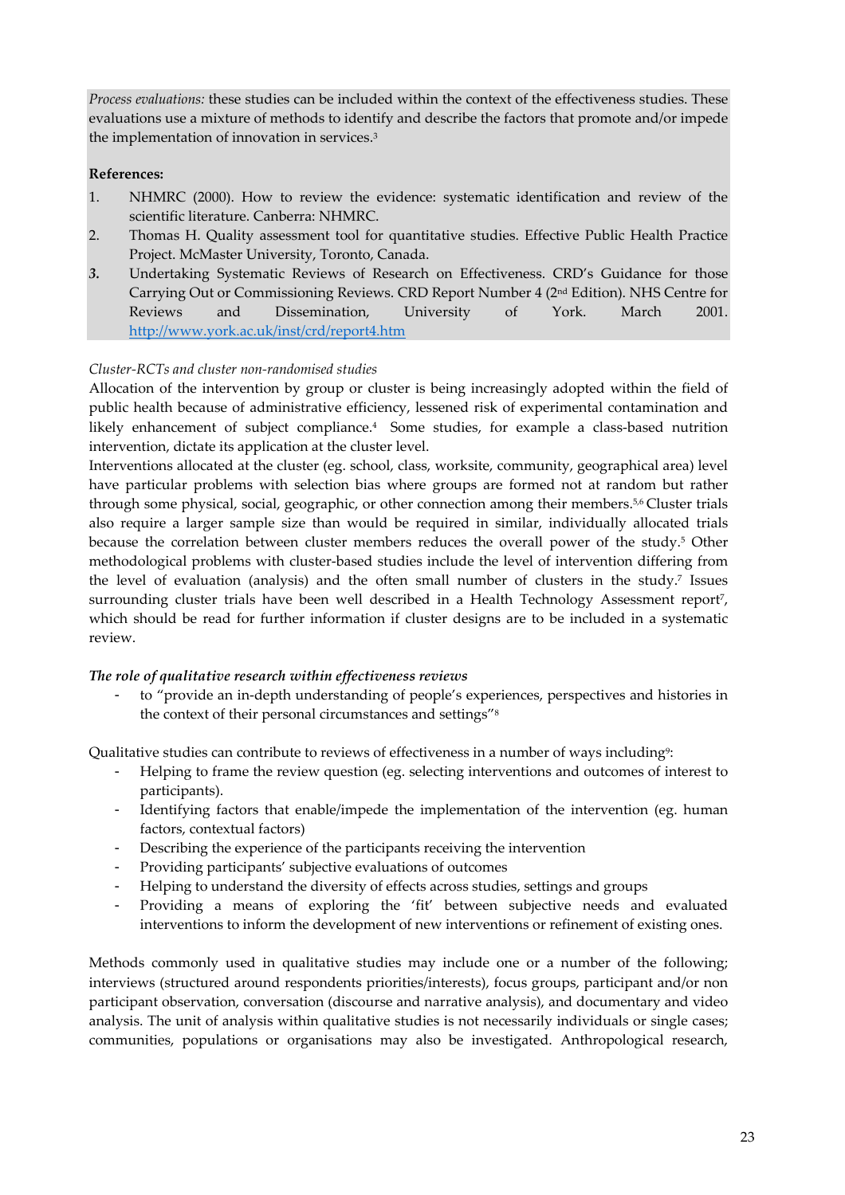*Process evaluations:* these studies can be included within the context of the effectiveness studies. These evaluations use a mixture of methods to identify and describe the factors that promote and/or impede the implementation of innovation in services.[3]

**References:**

1. NHMRC (2000). How to review the evidence: systematic identification and review of the scientific literature. Canberra: NHMRC.
2. Thomas H. Quality assessment tool for quantitative studies. Effective Public Health Practice Project. McMaster University, Toronto, Canada.
3. Undertaking Systematic Reviews of Research on Effectiveness. CRD's Guidance for those Carrying Out or Commissioning Reviews. CRD Report Number 4 (2nd Edition). NHS Centre for Reviews and Dissemination, University of York. March 2001. http://www.york.ac.uk/inst/crd/report4.htm

*Cluster-RCTs and cluster non-randomised studies*

Allocation of the intervention by group or cluster is being increasingly adopted within the field of public health because of administrative efficiency, lessened risk of experimental contamination and likely enhancement of subject compliance.[4] Some studies, for example a class-based nutrition intervention, dictate its application at the cluster level.

Interventions allocated at the cluster (eg. school, class, worksite, community, geographical area) level have particular problems with selection bias where groups are formed not at random but rather through some physical, social, geographic, or other connection among their members.[5,6] Cluster trials also require a larger sample size than would be required in similar, individually allocated trials because the correlation between cluster members reduces the overall power of the study.[5] Other methodological problems with cluster-based studies include the level of intervention differing from the level of evaluation (analysis) and the often small number of clusters in the study.[7] Issues surrounding cluster trials have been well described in a Health Technology Assessment report[7], which should be read for further information if cluster designs are to be included in a systematic review.

***The role of qualitative research within effectiveness reviews***

- to "provide an in-depth understanding of people's experiences, perspectives and histories in the context of their personal circumstances and settings"[8]

Qualitative studies can contribute to reviews of effectiveness in a number of ways including[9]:

- Helping to frame the review question (eg. selecting interventions and outcomes of interest to participants).
- Identifying factors that enable/impede the implementation of the intervention (eg. human factors, contextual factors)
- Describing the experience of the participants receiving the intervention
- Providing participants' subjective evaluations of outcomes
- Helping to understand the diversity of effects across studies, settings and groups
- Providing a means of exploring the 'fit' between subjective needs and evaluated interventions to inform the development of new interventions or refinement of existing ones.

Methods commonly used in qualitative studies may include one or a number of the following; interviews (structured around respondents priorities/interests), focus groups, participant and/or non participant observation, conversation (discourse and narrative analysis), and documentary and video analysis. The unit of analysis within qualitative studies is not necessarily individuals or single cases; communities, populations or organisations may also be investigated. Anthropological research,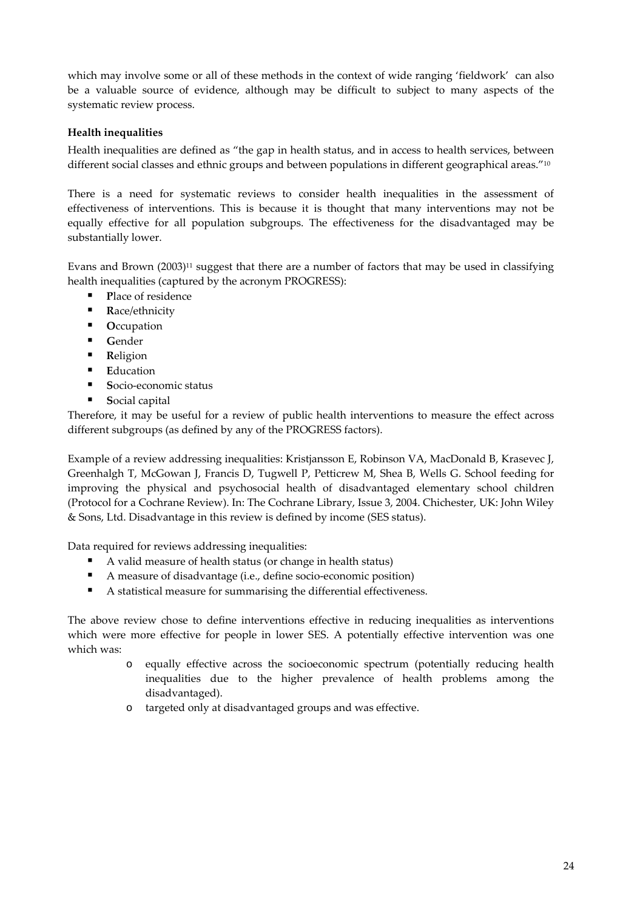which may involve some or all of these methods in the context of wide ranging 'fieldwork' can also be a valuable source of evidence, although may be difficult to subject to many aspects of the systematic review process.

**Health inequalities**

Health inequalities are defined as "the gap in health status, and in access to health services, between different social classes and ethnic groups and between populations in different geographical areas."[10]

There is a need for systematic reviews to consider health inequalities in the assessment of effectiveness of interventions. This is because it is thought that many interventions may not be equally effective for all population subgroups. The effectiveness for the disadvantaged may be substantially lower.

Evans and Brown (2003)[11] suggest that there are a number of factors that may be used in classifying health inequalities (captured by the acronym PROGRESS):

- **P**lace of residence
- **R**ace/ethnicity
- **O**ccupation
- **G**ender
- **R**eligion
- **E**ducation
- **S**ocio-economic status
- **S**ocial capital

Therefore, it may be useful for a review of public health interventions to measure the effect across different subgroups (as defined by any of the PROGRESS factors).

Example of a review addressing inequalities: Kristjansson E, Robinson VA, MacDonald B, Krasevec J, Greenhalgh T, McGowan J, Francis D, Tugwell P, Petticrew M, Shea B, Wells G. School feeding for improving the physical and psychosocial health of disadvantaged elementary school children (Protocol for a Cochrane Review). In: The Cochrane Library, Issue 3, 2004. Chichester, UK: John Wiley & Sons, Ltd. Disadvantage in this review is defined by income (SES status).

Data required for reviews addressing inequalities:

- A valid measure of health status (or change in health status)
- A measure of disadvantage (i.e., define socio-economic position)
- A statistical measure for summarising the differential effectiveness.

The above review chose to define interventions effective in reducing inequalities as interventions which were more effective for people in lower SES. A potentially effective intervention was one which was:

- equally effective across the socioeconomic spectrum (potentially reducing health inequalities due to the higher prevalence of health problems among the disadvantaged).
- targeted only at disadvantaged groups and was effective.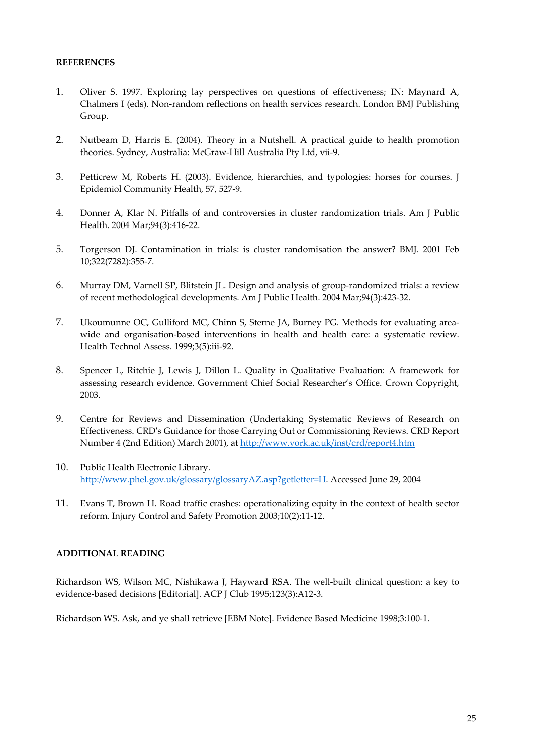## REFERENCES

1. Oliver S. 1997. Exploring lay perspectives on questions of effectiveness; IN: Maynard A, Chalmers I (eds). Non-random reflections on health services research. London BMJ Publishing Group.

2. Nutbeam D, Harris E. (2004). Theory in a Nutshell. A practical guide to health promotion theories. Sydney, Australia: McGraw-Hill Australia Pty Ltd, vii-9.

3. Petticrew M, Roberts H. (2003). Evidence, hierarchies, and typologies: horses for courses. J Epidemiol Community Health, 57, 527-9.

4. Donner A, Klar N. Pitfalls of and controversies in cluster randomization trials. Am J Public Health. 2004 Mar;94(3):416-22.

5. Torgerson DJ. Contamination in trials: is cluster randomisation the answer? BMJ. 2001 Feb 10;322(7282):355-7.

6. Murray DM, Varnell SP, Blitstein JL. Design and analysis of group-randomized trials: a review of recent methodological developments. Am J Public Health. 2004 Mar;94(3):423-32.

7. Ukoumunne OC, Gulliford MC, Chinn S, Sterne JA, Burney PG. Methods for evaluating area-wide and organisation-based interventions in health and health care: a systematic review. Health Technol Assess. 1999;3(5):iii-92.

8. Spencer L, Ritchie J, Lewis J, Dillon L. Quality in Qualitative Evaluation: A framework for assessing research evidence. Government Chief Social Researcher's Office. Crown Copyright, 2003.

9. Centre for Reviews and Dissemination (Undertaking Systematic Reviews of Research on Effectiveness. CRD's Guidance for those Carrying Out or Commissioning Reviews. CRD Report Number 4 (2nd Edition) March 2001), at http://www.york.ac.uk/inst/crd/report4.htm

10. Public Health Electronic Library. http://www.phel.gov.uk/glossary/glossaryAZ.asp?getletter=H. Accessed June 29, 2004

11. Evans T, Brown H. Road traffic crashes: operationalizing equity in the context of health sector reform. Injury Control and Safety Promotion 2003;10(2):11-12.

## ADDITIONAL READING

Richardson WS, Wilson MC, Nishikawa J, Hayward RSA. The well-built clinical question: a key to evidence-based decisions [Editorial]. ACP J Club 1995;123(3):A12-3.

Richardson WS. Ask, and ye shall retrieve [EBM Note]. Evidence Based Medicine 1998;3:100-1.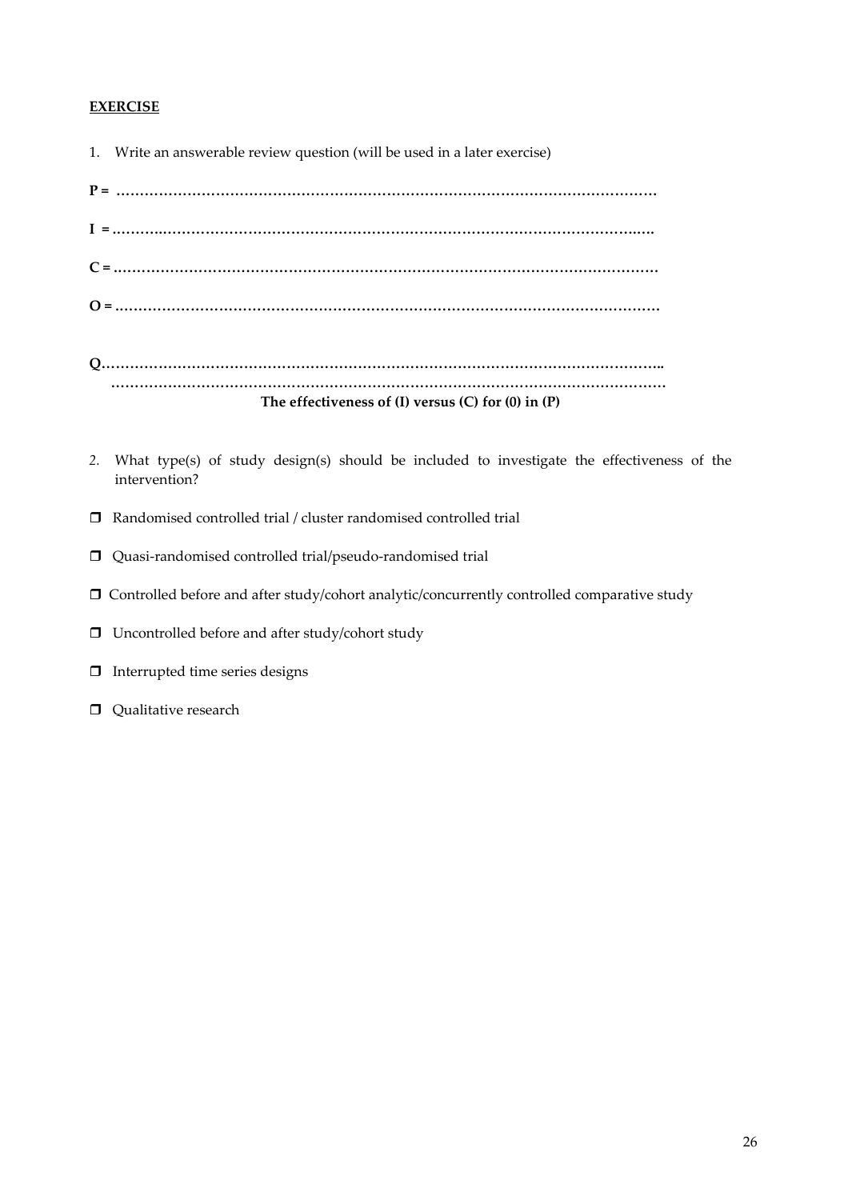**<u>EXERCISE</u>**

1. Write an answerable review question (will be used in a later exercise)

**P = …………………………………………………………………………………………………**

**I = ………………………………………………………………………………………………..**

**C = …………………………………………………………………………………………………**

**O = …………………………………………………………………………………………………**

**Q……………………………………………………………………………………………………..**
**…………………………………………………………………………………………………**

**The effectiveness of (I) versus (C) for (0) in (P)**

2. What type(s) of study design(s) should be included to investigate the effectiveness of the intervention?

- ❐ Randomised controlled trial / cluster randomised controlled trial
- ❐ Quasi-randomised controlled trial/pseudo-randomised trial
- ❐ Controlled before and after study/cohort analytic/concurrently controlled comparative study
- ❐ Uncontrolled before and after study/cohort study
- ❐ Interrupted time series designs
- ❐ Qualitative research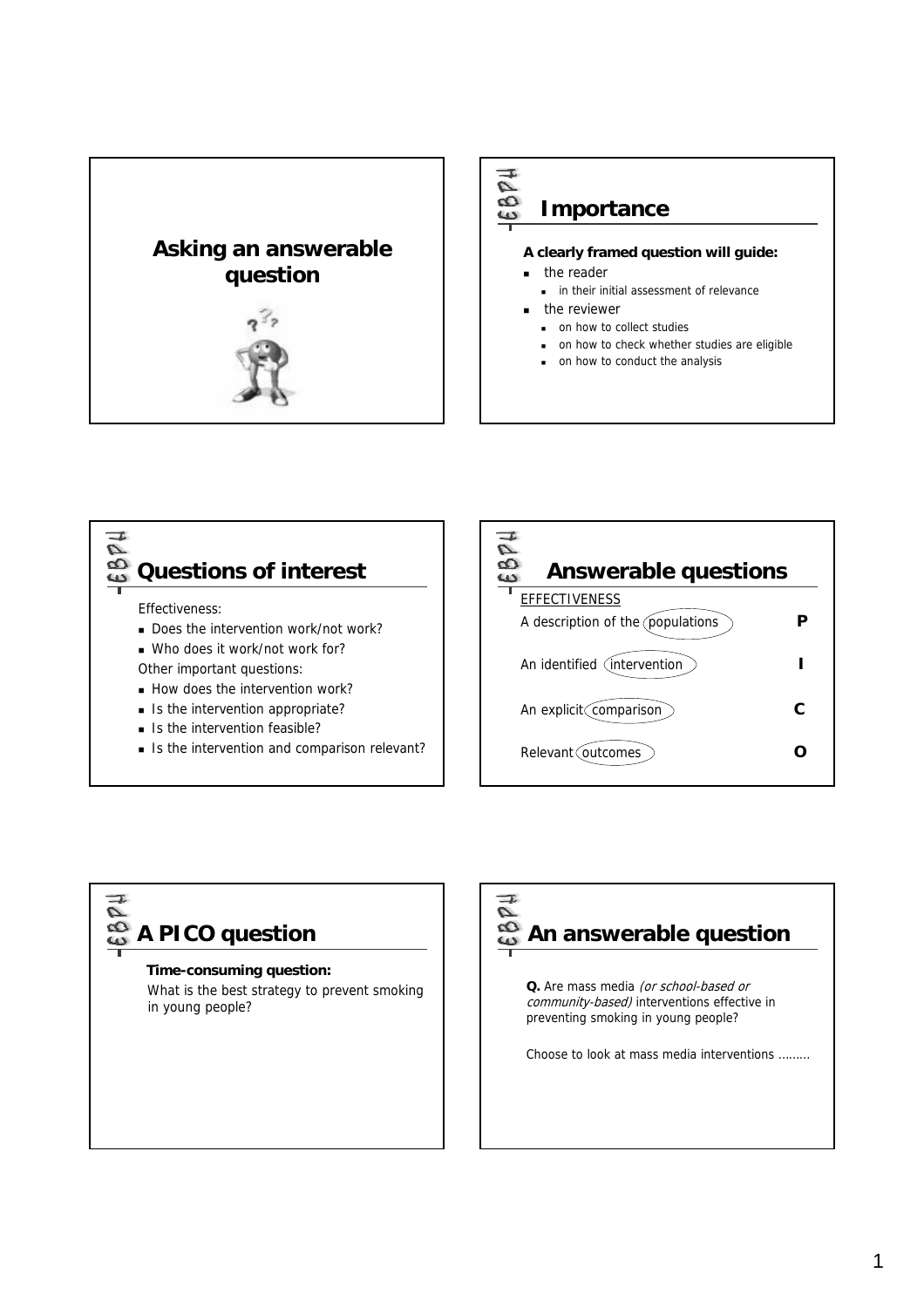# Asking an answerable question

## Importance

**A clearly framed question will guide:**

- the reader
  - in their initial assessment of relevance
- the reviewer
  - on how to collect studies
  - on how to check whether studies are eligible
  - on how to conduct the analysis

## Questions of interest

Effectiveness:

- Does the intervention work/not work?
- Who does it work/not work for?

Other important questions:

- How does the intervention work?
- Is the intervention appropriate?
- Is the intervention feasible?
- Is the intervention and comparison relevant?

## Answerable questions

EFFECTIVENESS

| | |
|---|---|
| A description of the populations | **P** |
| An identified intervention | **I** |
| An explicit comparison | **C** |
| Relevant outcomes | **O** |

## A PICO question

**Time-consuming question:**

What is the best strategy to prevent smoking in young people?

## An answerable question

**Q.** Are mass media *(or school-based or community-based)* interventions effective in preventing smoking in young people?

Choose to look at mass media interventions ………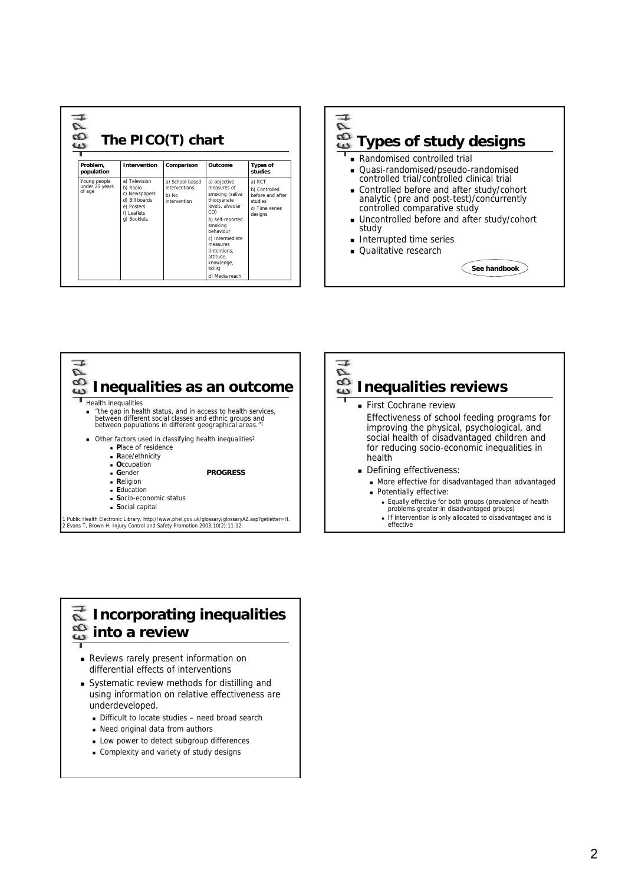# The PICO(T) chart

| Problem, population | Intervention | Comparison | Outcome | Types of studies |
|---|---|---|---|---|
| Young people under 25 years of age | a) Television<br>b) Radio<br>c) Newspapers<br>d) Bill boards<br>e) Posters<br>f) Leaflets<br>g) Booklets | a) School-based interventions<br>b) No intervention | a) objective measures of smoking (saliva thiocyanate levels, alveolar CO)<br>b) self-reported smoking behaviour<br>c) Intermediate measures (intentions, attitude, knowledge, skills)<br>d) Media reach | a) RCT<br>b) Controlled before and after studies<br>c) Time series designs |

# Types of study designs

- Randomised controlled trial
- Quasi-randomised/pseudo-randomised controlled trial/controlled clinical trial
- Controlled before and after study/cohort analytic (pre and post-test)/concurrently controlled comparative study
- Uncontrolled before and after study/cohort study
- Interrupted time series
- Qualitative research

**See handbook**

# Inequalities as an outcome

Health inequalities

- "the gap in health status, and in access to health services, between different social classes and ethnic groups and between populations in different geographical areas."[1]
- Other factors used in classifying health inequalities[2]
  - **P**lace of residence
  - **R**ace/ethnicity
  - **O**ccupation
  - **G**ender
  - **R**eligion
  - **E**ducation
  - **S**ocio-economic status
  - **S**ocial capital

**PROGRESS**

1 Public Health Electronic Library. http://www.phel.gov.uk/glossary/glossaryAZ.asp?getletter=H.
2 Evans T, Brown H. Injury Control and Safety Promotion 2003;10(2):11-12.

# Inequalities reviews

- First Cochrane review

  Effectiveness of school feeding programs for improving the physical, psychological, and social health of disadvantaged children and for reducing socio-economic inequalities in health
- Defining effectiveness:
  - More effective for disadvantaged than advantaged
  - Potentially effective:
    - Equally effective for both groups (prevalence of health problems greater in disadvantaged groups)
    - If intervention is only allocated to disadvantaged and is effective

# Incorporating inequalities into a review

- Reviews rarely present information on differential effects of interventions
- Systematic review methods for distilling and using information on relative effectiveness are underdeveloped.
  - Difficult to locate studies – need broad search
  - Need original data from authors
  - Low power to detect subgroup differences
  - Complexity and variety of study designs